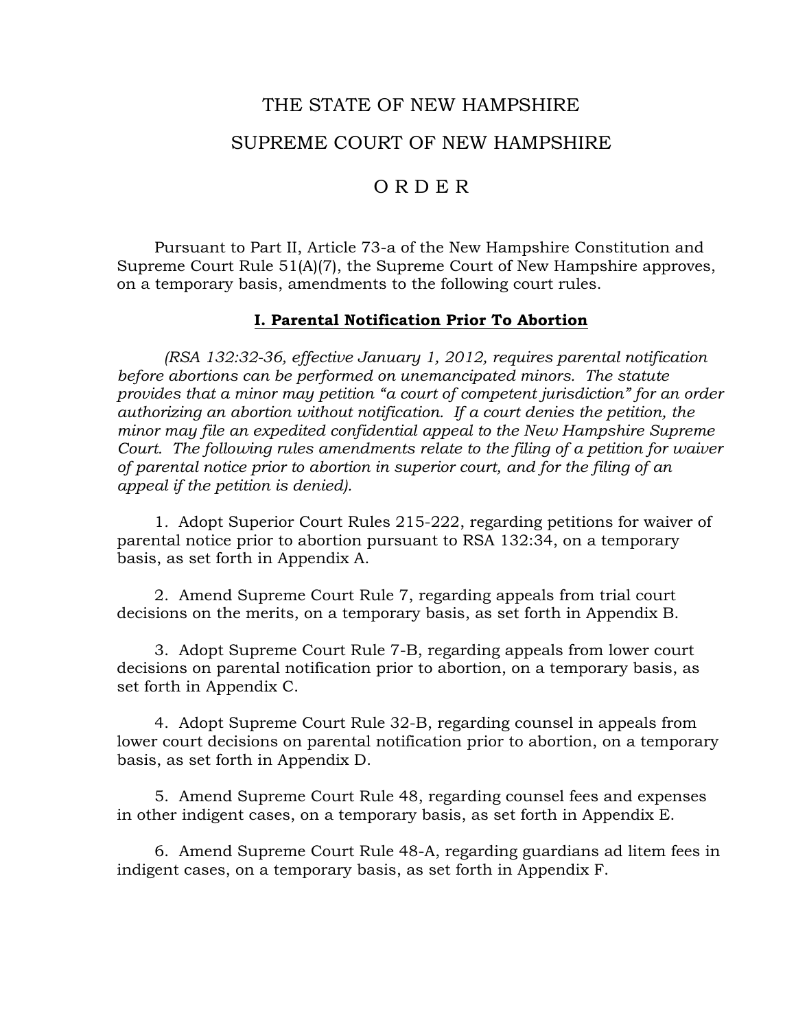# THE STATE OF NEW HAMPSHIRE

# SUPREME COURT OF NEW HAMPSHIRE

# O R D E R

Pursuant to Part II, Article 73-a of the New Hampshire Constitution and Supreme Court Rule 51(A)(7), the Supreme Court of New Hampshire approves, on a temporary basis, amendments to the following court rules.

## I. Parental Notification Prior To Abortion

*(RSA 132:32-36, effective January 1, 2012, requires parental notification before abortions can be performed on unemancipated minors. The statute provides that a minor may petition "a court of competent jurisdiction" for an order authorizing an abortion without notification. If a court denies the petition, the minor may file an expedited confidential appeal to the New Hampshire Supreme Court. The following rules amendments relate to the filing of a petition for waiver of parental notice prior to abortion in superior court, and for the filing of an appeal if the petition is denied).*

1. Adopt Superior Court Rules 215-222, regarding petitions for waiver of parental notice prior to abortion pursuant to RSA 132:34, on a temporary basis, as set forth in Appendix A.

2. Amend Supreme Court Rule 7, regarding appeals from trial court decisions on the merits, on a temporary basis, as set forth in Appendix B.

3. Adopt Supreme Court Rule 7-B, regarding appeals from lower court decisions on parental notification prior to abortion, on a temporary basis, as set forth in Appendix C.

4. Adopt Supreme Court Rule 32-B, regarding counsel in appeals from lower court decisions on parental notification prior to abortion, on a temporary basis, as set forth in Appendix D.

5. Amend Supreme Court Rule 48, regarding counsel fees and expenses in other indigent cases, on a temporary basis, as set forth in Appendix E.

6. Amend Supreme Court Rule 48-A, regarding guardians ad litem fees in indigent cases, on a temporary basis, as set forth in Appendix F.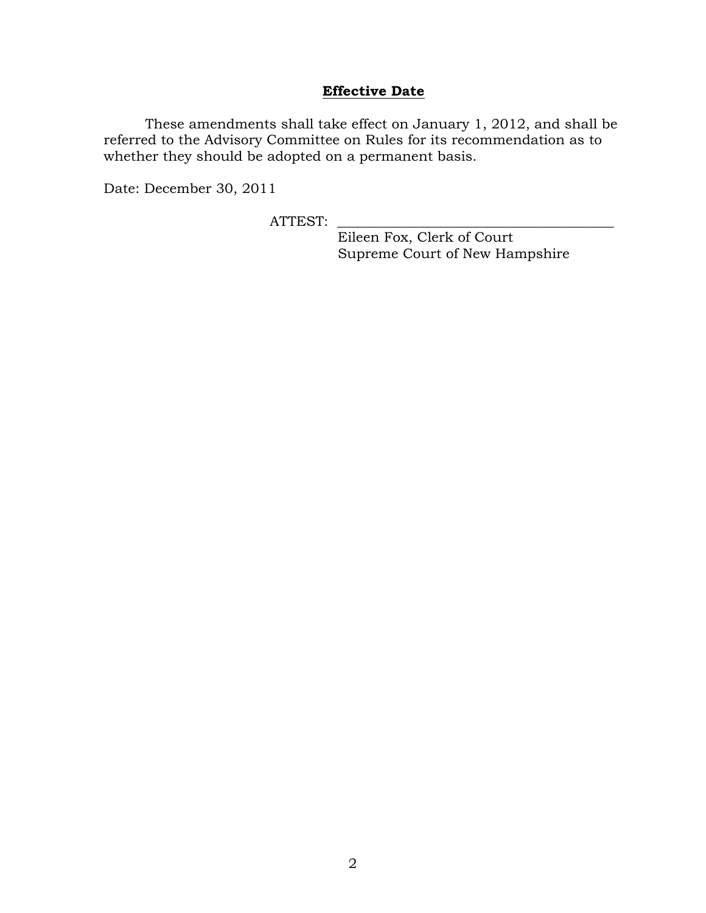## **Effective Date**

These amendments shall take effect on January 1, 2012, and shall be referred to the Advisory Committee on Rules for its recommendation as to whether they should be adopted on a permanent basis.

Date: December 30, 2011

ATTEST: ______________________________________
Eileen Fox, Clerk of Court
Supreme Court of New Hampshire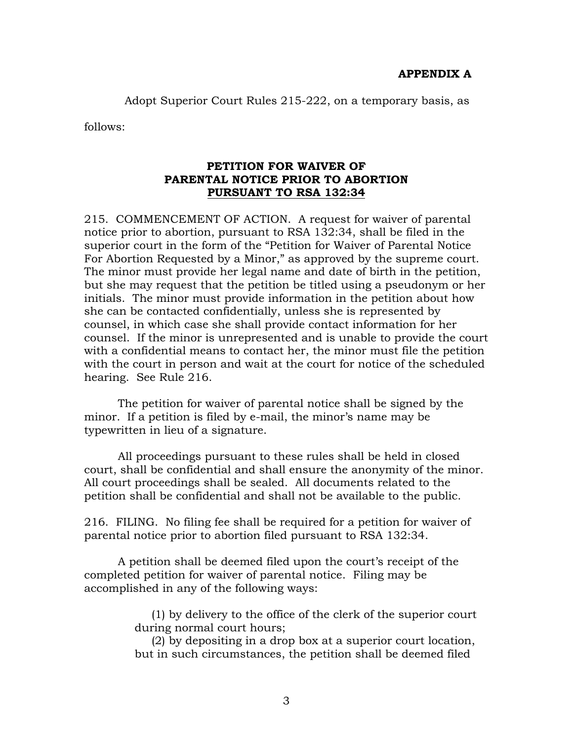**APPENDIX A**

Adopt Superior Court Rules 215-222, on a temporary basis, as follows:

**PETITION FOR WAIVER OF PARENTAL NOTICE PRIOR TO ABORTION <u>PURSUANT TO RSA 132:34</u>**

215. COMMENCEMENT OF ACTION. A request for waiver of parental notice prior to abortion, pursuant to RSA 132:34, shall be filed in the superior court in the form of the "Petition for Waiver of Parental Notice For Abortion Requested by a Minor," as approved by the supreme court. The minor must provide her legal name and date of birth in the petition, but she may request that the petition be titled using a pseudonym or her initials. The minor must provide information in the petition about how she can be contacted confidentially, unless she is represented by counsel, in which case she shall provide contact information for her counsel. If the minor is unrepresented and is unable to provide the court with a confidential means to contact her, the minor must file the petition with the court in person and wait at the court for notice of the scheduled hearing. See Rule 216.

The petition for waiver of parental notice shall be signed by the minor. If a petition is filed by e-mail, the minor's name may be typewritten in lieu of a signature.

All proceedings pursuant to these rules shall be held in closed court, shall be confidential and shall ensure the anonymity of the minor. All court proceedings shall be sealed. All documents related to the petition shall be confidential and shall not be available to the public.

216. FILING. No filing fee shall be required for a petition for waiver of parental notice prior to abortion filed pursuant to RSA 132:34.

A petition shall be deemed filed upon the court's receipt of the completed petition for waiver of parental notice. Filing may be accomplished in any of the following ways:

(1) by delivery to the office of the clerk of the superior court during normal court hours;

(2) by depositing in a drop box at a superior court location, but in such circumstances, the petition shall be deemed filed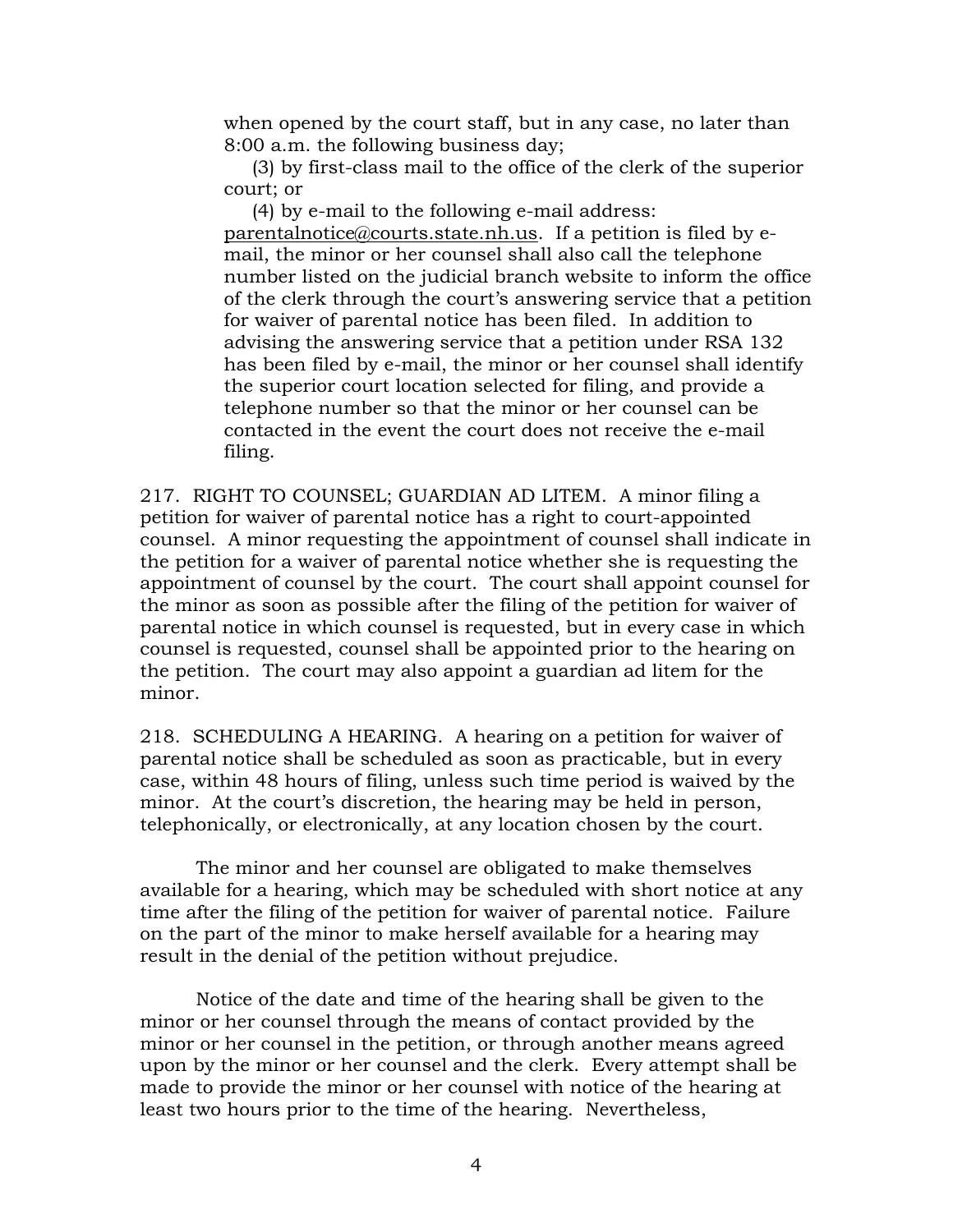when opened by the court staff, but in any case, no later than 8:00 a.m. the following business day;

(3) by first-class mail to the office of the clerk of the superior court; or

(4) by e-mail to the following e-mail address: parentalnotice@courts.state.nh.us. If a petition is filed by e-mail, the minor or her counsel shall also call the telephone number listed on the judicial branch website to inform the office of the clerk through the court's answering service that a petition for waiver of parental notice has been filed. In addition to advising the answering service that a petition under RSA 132 has been filed by e-mail, the minor or her counsel shall identify the superior court location selected for filing, and provide a telephone number so that the minor or her counsel can be contacted in the event the court does not receive the e-mail filing.

217. RIGHT TO COUNSEL; GUARDIAN AD LITEM. A minor filing a petition for waiver of parental notice has a right to court-appointed counsel. A minor requesting the appointment of counsel shall indicate in the petition for a waiver of parental notice whether she is requesting the appointment of counsel by the court. The court shall appoint counsel for the minor as soon as possible after the filing of the petition for waiver of parental notice in which counsel is requested, but in every case in which counsel is requested, counsel shall be appointed prior to the hearing on the petition. The court may also appoint a guardian ad litem for the minor.

218. SCHEDULING A HEARING. A hearing on a petition for waiver of parental notice shall be scheduled as soon as practicable, but in every case, within 48 hours of filing, unless such time period is waived by the minor. At the court's discretion, the hearing may be held in person, telephonically, or electronically, at any location chosen by the court.

The minor and her counsel are obligated to make themselves available for a hearing, which may be scheduled with short notice at any time after the filing of the petition for waiver of parental notice. Failure on the part of the minor to make herself available for a hearing may result in the denial of the petition without prejudice.

Notice of the date and time of the hearing shall be given to the minor or her counsel through the means of contact provided by the minor or her counsel in the petition, or through another means agreed upon by the minor or her counsel and the clerk. Every attempt shall be made to provide the minor or her counsel with notice of the hearing at least two hours prior to the time of the hearing. Nevertheless,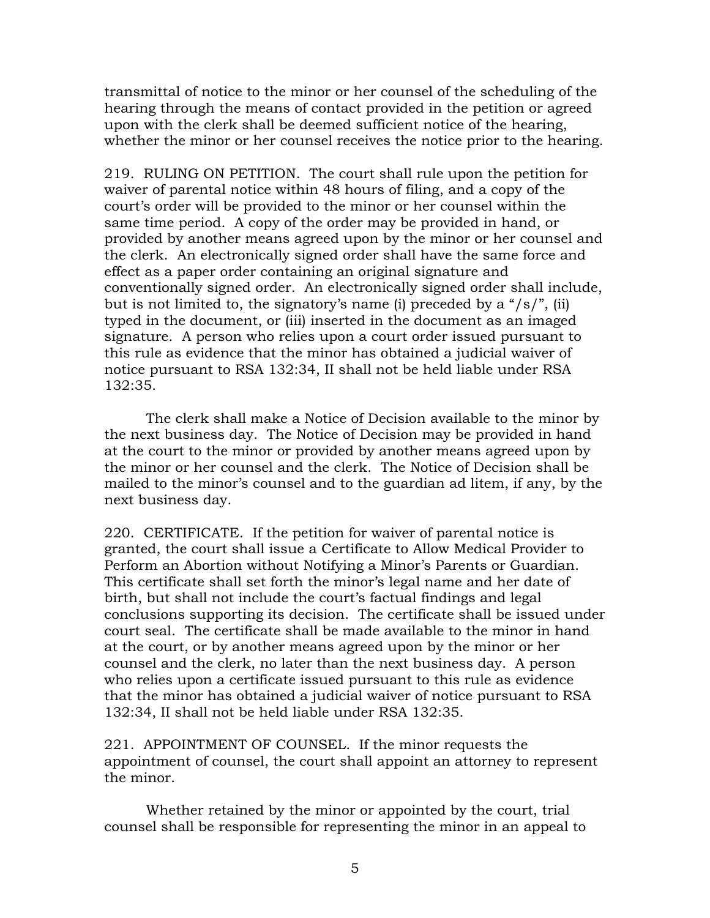transmittal of notice to the minor or her counsel of the scheduling of the hearing through the means of contact provided in the petition or agreed upon with the clerk shall be deemed sufficient notice of the hearing, whether the minor or her counsel receives the notice prior to the hearing.

219. RULING ON PETITION. The court shall rule upon the petition for waiver of parental notice within 48 hours of filing, and a copy of the court's order will be provided to the minor or her counsel within the same time period. A copy of the order may be provided in hand, or provided by another means agreed upon by the minor or her counsel and the clerk. An electronically signed order shall have the same force and effect as a paper order containing an original signature and conventionally signed order. An electronically signed order shall include, but is not limited to, the signatory's name (i) preceded by a "/s/", (ii) typed in the document, or (iii) inserted in the document as an imaged signature. A person who relies upon a court order issued pursuant to this rule as evidence that the minor has obtained a judicial waiver of notice pursuant to RSA 132:34, II shall not be held liable under RSA 132:35.

The clerk shall make a Notice of Decision available to the minor by the next business day. The Notice of Decision may be provided in hand at the court to the minor or provided by another means agreed upon by the minor or her counsel and the clerk. The Notice of Decision shall be mailed to the minor's counsel and to the guardian ad litem, if any, by the next business day.

220. CERTIFICATE. If the petition for waiver of parental notice is granted, the court shall issue a Certificate to Allow Medical Provider to Perform an Abortion without Notifying a Minor's Parents or Guardian. This certificate shall set forth the minor's legal name and her date of birth, but shall not include the court's factual findings and legal conclusions supporting its decision. The certificate shall be issued under court seal. The certificate shall be made available to the minor in hand at the court, or by another means agreed upon by the minor or her counsel and the clerk, no later than the next business day. A person who relies upon a certificate issued pursuant to this rule as evidence that the minor has obtained a judicial waiver of notice pursuant to RSA 132:34, II shall not be held liable under RSA 132:35.

221. APPOINTMENT OF COUNSEL. If the minor requests the appointment of counsel, the court shall appoint an attorney to represent the minor.

Whether retained by the minor or appointed by the court, trial counsel shall be responsible for representing the minor in an appeal to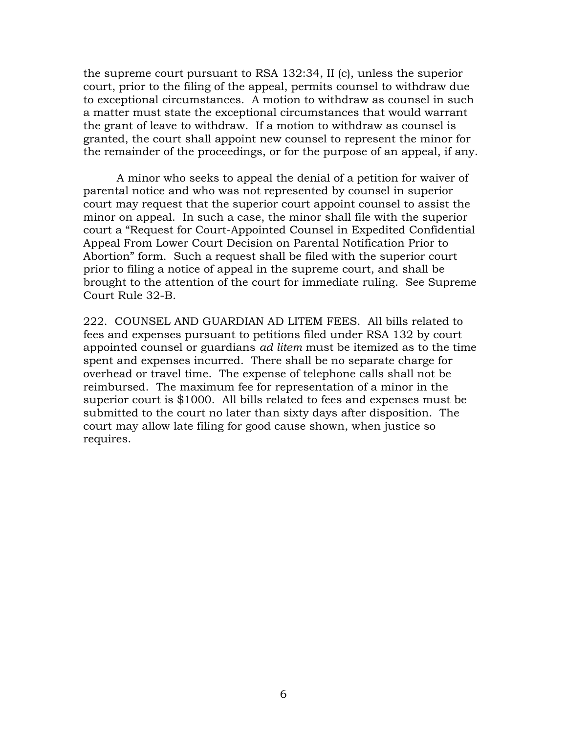the supreme court pursuant to RSA 132:34, II (c), unless the superior court, prior to the filing of the appeal, permits counsel to withdraw due to exceptional circumstances. A motion to withdraw as counsel in such a matter must state the exceptional circumstances that would warrant the grant of leave to withdraw. If a motion to withdraw as counsel is granted, the court shall appoint new counsel to represent the minor for the remainder of the proceedings, or for the purpose of an appeal, if any.

A minor who seeks to appeal the denial of a petition for waiver of parental notice and who was not represented by counsel in superior court may request that the superior court appoint counsel to assist the minor on appeal. In such a case, the minor shall file with the superior court a "Request for Court-Appointed Counsel in Expedited Confidential Appeal From Lower Court Decision on Parental Notification Prior to Abortion" form. Such a request shall be filed with the superior court prior to filing a notice of appeal in the supreme court, and shall be brought to the attention of the court for immediate ruling. See Supreme Court Rule 32-B.

222. COUNSEL AND GUARDIAN AD LITEM FEES. All bills related to fees and expenses pursuant to petitions filed under RSA 132 by court appointed counsel or guardians *ad litem* must be itemized as to the time spent and expenses incurred. There shall be no separate charge for overhead or travel time. The expense of telephone calls shall not be reimbursed. The maximum fee for representation of a minor in the superior court is $1000. All bills related to fees and expenses must be submitted to the court no later than sixty days after disposition. The court may allow late filing for good cause shown, when justice so requires.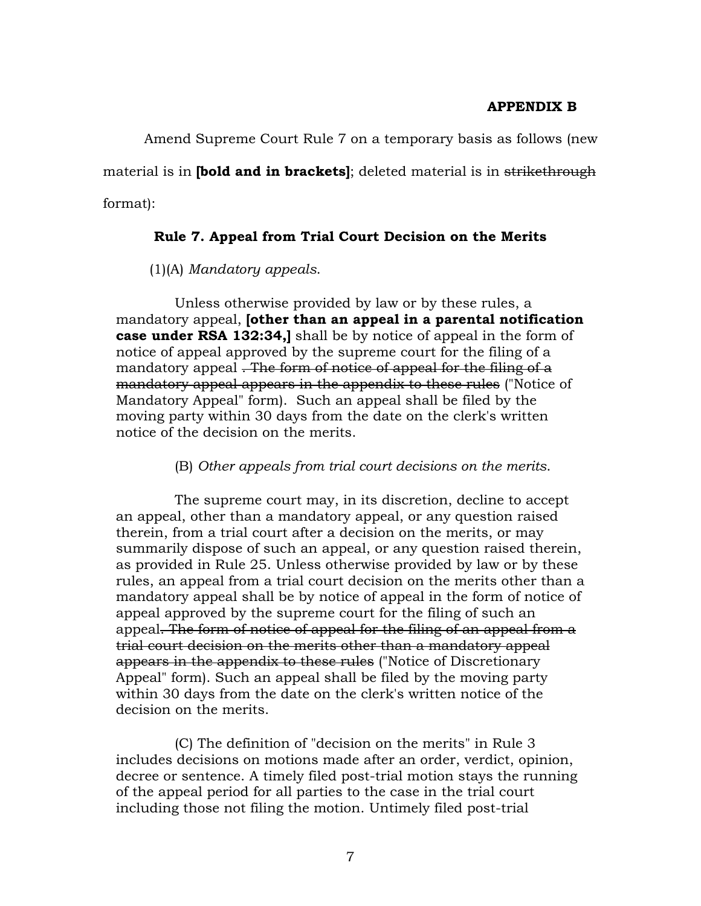**APPENDIX B**

Amend Supreme Court Rule 7 on a temporary basis as follows (new material is in **[bold and in brackets]**; deleted material is in ~~strikethrough~~ format):

**Rule 7. Appeal from Trial Court Decision on the Merits**

(1)(A) *Mandatory appeals*.

Unless otherwise provided by law or by these rules, a mandatory appeal, **[other than an appeal in a parental notification case under RSA 132:34,]** shall be by notice of appeal in the form of notice of appeal approved by the supreme court for the filing of a mandatory appeal ~~. The form of notice of appeal for the filing of a mandatory appeal appears in the appendix to these rules~~ ("Notice of Mandatory Appeal" form). Such an appeal shall be filed by the moving party within 30 days from the date on the clerk's written notice of the decision on the merits.

(B) *Other appeals from trial court decisions on the merits*.

The supreme court may, in its discretion, decline to accept an appeal, other than a mandatory appeal, or any question raised therein, from a trial court after a decision on the merits, or may summarily dispose of such an appeal, or any question raised therein, as provided in Rule 25. Unless otherwise provided by law or by these rules, an appeal from a trial court decision on the merits other than a mandatory appeal shall be by notice of appeal in the form of notice of appeal approved by the supreme court for the filing of such an appeal~~. The form of notice of appeal for the filing of an appeal from a trial court decision on the merits other than a mandatory appeal appears in the appendix to these rules~~ ("Notice of Discretionary Appeal" form). Such an appeal shall be filed by the moving party within 30 days from the date on the clerk's written notice of the decision on the merits.

(C) The definition of "decision on the merits" in Rule 3 includes decisions on motions made after an order, verdict, opinion, decree or sentence. A timely filed post-trial motion stays the running of the appeal period for all parties to the case in the trial court including those not filing the motion. Untimely filed post-trial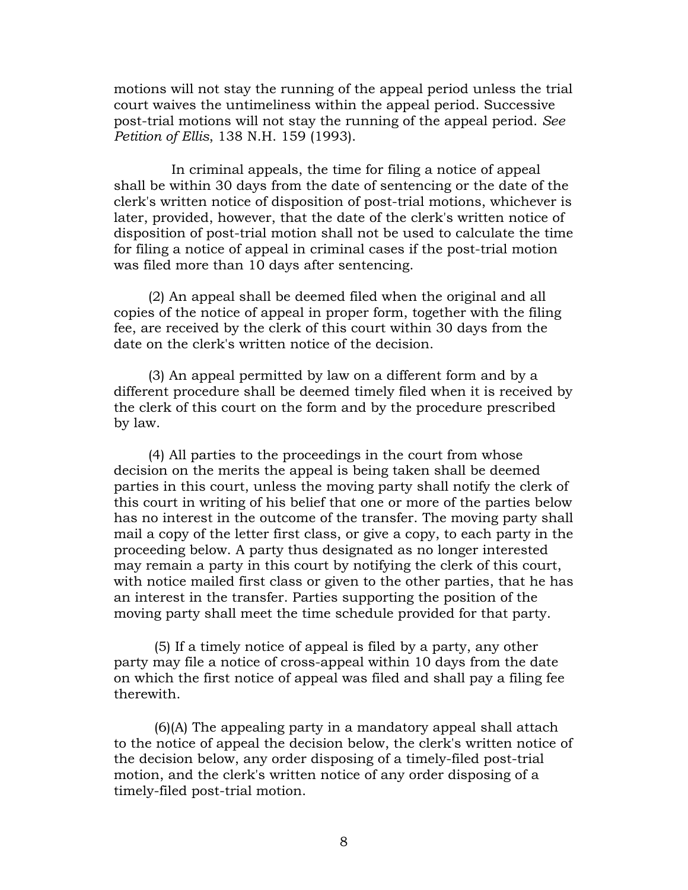motions will not stay the running of the appeal period unless the trial court waives the untimeliness within the appeal period. Successive post-trial motions will not stay the running of the appeal period. *See Petition of Ellis*, 138 N.H. 159 (1993).

In criminal appeals, the time for filing a notice of appeal shall be within 30 days from the date of sentencing or the date of the clerk's written notice of disposition of post-trial motions, whichever is later, provided, however, that the date of the clerk's written notice of disposition of post-trial motion shall not be used to calculate the time for filing a notice of appeal in criminal cases if the post-trial motion was filed more than 10 days after sentencing.

(2) An appeal shall be deemed filed when the original and all copies of the notice of appeal in proper form, together with the filing fee, are received by the clerk of this court within 30 days from the date on the clerk's written notice of the decision.

(3) An appeal permitted by law on a different form and by a different procedure shall be deemed timely filed when it is received by the clerk of this court on the form and by the procedure prescribed by law.

(4) All parties to the proceedings in the court from whose decision on the merits the appeal is being taken shall be deemed parties in this court, unless the moving party shall notify the clerk of this court in writing of his belief that one or more of the parties below has no interest in the outcome of the transfer. The moving party shall mail a copy of the letter first class, or give a copy, to each party in the proceeding below. A party thus designated as no longer interested may remain a party in this court by notifying the clerk of this court, with notice mailed first class or given to the other parties, that he has an interest in the transfer. Parties supporting the position of the moving party shall meet the time schedule provided for that party.

(5) If a timely notice of appeal is filed by a party, any other party may file a notice of cross-appeal within 10 days from the date on which the first notice of appeal was filed and shall pay a filing fee therewith.

(6)(A) The appealing party in a mandatory appeal shall attach to the notice of appeal the decision below, the clerk's written notice of the decision below, any order disposing of a timely-filed post-trial motion, and the clerk's written notice of any order disposing of a timely-filed post-trial motion.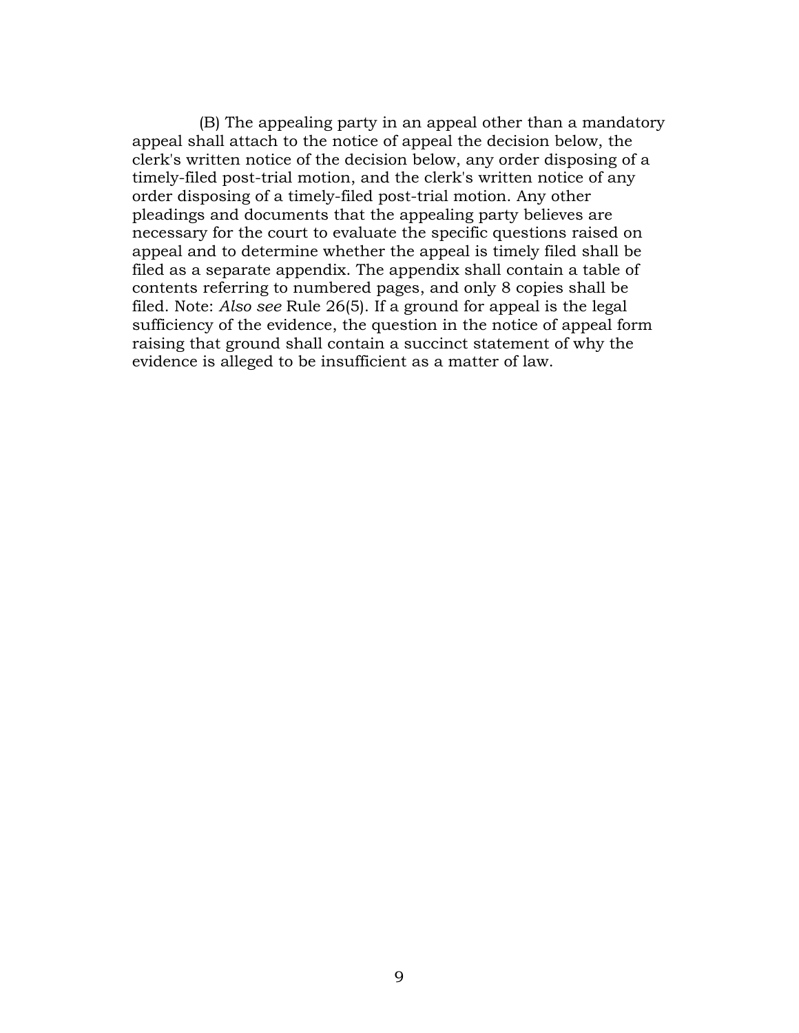(B) The appealing party in an appeal other than a mandatory appeal shall attach to the notice of appeal the decision below, the clerk's written notice of the decision below, any order disposing of a timely-filed post-trial motion, and the clerk's written notice of any order disposing of a timely-filed post-trial motion. Any other pleadings and documents that the appealing party believes are necessary for the court to evaluate the specific questions raised on appeal and to determine whether the appeal is timely filed shall be filed as a separate appendix. The appendix shall contain a table of contents referring to numbered pages, and only 8 copies shall be filed. Note: *Also see* Rule 26(5). If a ground for appeal is the legal sufficiency of the evidence, the question in the notice of appeal form raising that ground shall contain a succinct statement of why the evidence is alleged to be insufficient as a matter of law.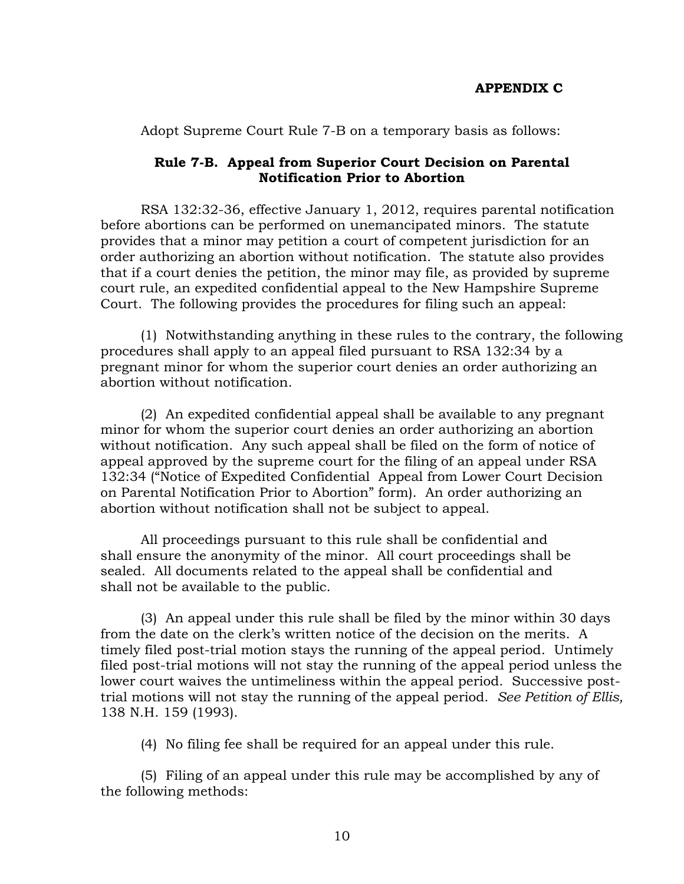**APPENDIX C**

Adopt Supreme Court Rule 7-B on a temporary basis as follows:

**Rule 7-B. Appeal from Superior Court Decision on Parental Notification Prior to Abortion**

RSA 132:32-36, effective January 1, 2012, requires parental notification before abortions can be performed on unemancipated minors. The statute provides that a minor may petition a court of competent jurisdiction for an order authorizing an abortion without notification. The statute also provides that if a court denies the petition, the minor may file, as provided by supreme court rule, an expedited confidential appeal to the New Hampshire Supreme Court. The following provides the procedures for filing such an appeal:

(1) Notwithstanding anything in these rules to the contrary, the following procedures shall apply to an appeal filed pursuant to RSA 132:34 by a pregnant minor for whom the superior court denies an order authorizing an abortion without notification.

(2) An expedited confidential appeal shall be available to any pregnant minor for whom the superior court denies an order authorizing an abortion without notification. Any such appeal shall be filed on the form of notice of appeal approved by the supreme court for the filing of an appeal under RSA 132:34 ("Notice of Expedited Confidential Appeal from Lower Court Decision on Parental Notification Prior to Abortion" form). An order authorizing an abortion without notification shall not be subject to appeal.

All proceedings pursuant to this rule shall be confidential and shall ensure the anonymity of the minor. All court proceedings shall be sealed. All documents related to the appeal shall be confidential and shall not be available to the public.

(3) An appeal under this rule shall be filed by the minor within 30 days from the date on the clerk's written notice of the decision on the merits. A timely filed post-trial motion stays the running of the appeal period. Untimely filed post-trial motions will not stay the running of the appeal period unless the lower court waives the untimeliness within the appeal period. Successive post-trial motions will not stay the running of the appeal period. *See Petition of Ellis,* 138 N.H. 159 (1993).

(4) No filing fee shall be required for an appeal under this rule.

(5) Filing of an appeal under this rule may be accomplished by any of the following methods: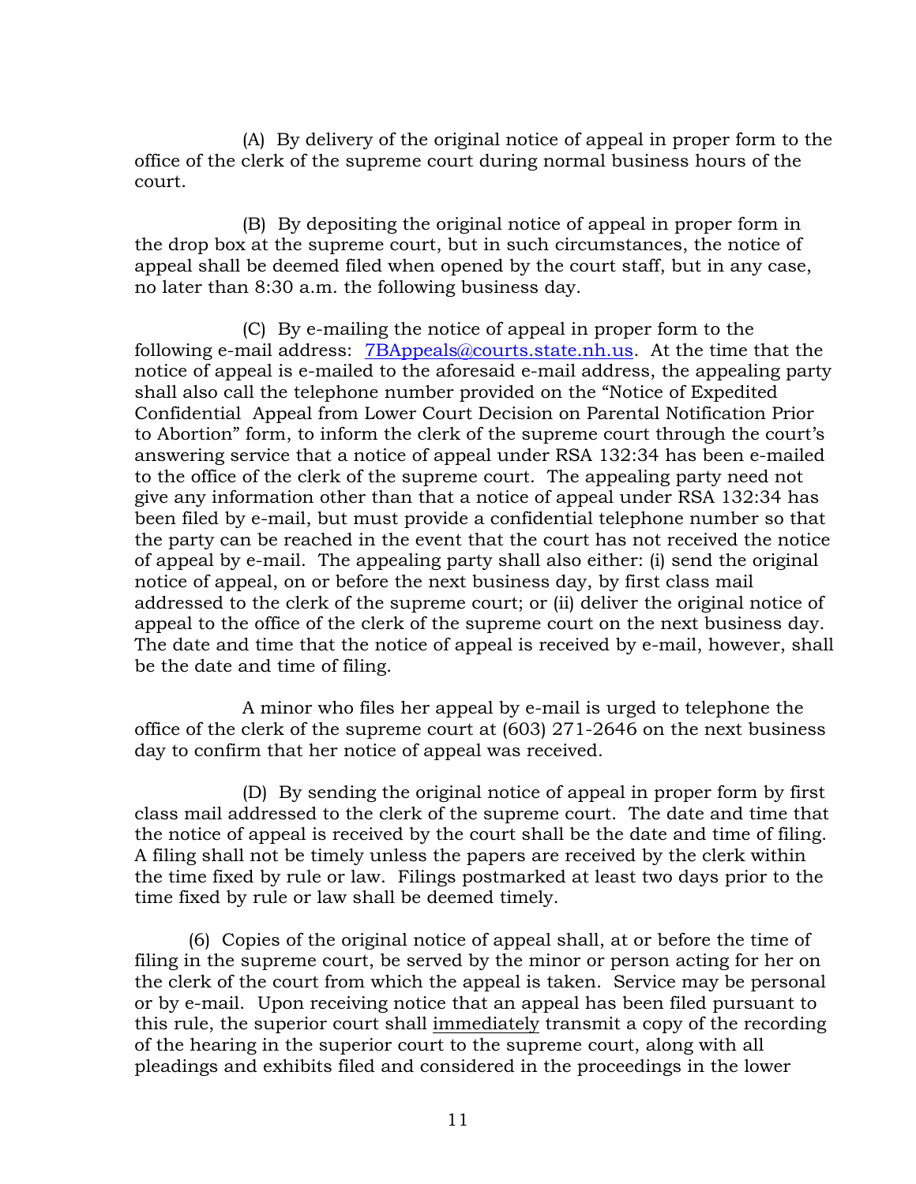(A) By delivery of the original notice of appeal in proper form to the office of the clerk of the supreme court during normal business hours of the court.

(B) By depositing the original notice of appeal in proper form in the drop box at the supreme court, but in such circumstances, the notice of appeal shall be deemed filed when opened by the court staff, but in any case, no later than 8:30 a.m. the following business day.

(C) By e-mailing the notice of appeal in proper form to the following e-mail address: [7BAppeals@courts.state.nh.us](mailto:7BAppeals@courts.state.nh.us). At the time that the notice of appeal is e-mailed to the aforesaid e-mail address, the appealing party shall also call the telephone number provided on the "Notice of Expedited Confidential Appeal from Lower Court Decision on Parental Notification Prior to Abortion" form, to inform the clerk of the supreme court through the court's answering service that a notice of appeal under RSA 132:34 has been e-mailed to the office of the clerk of the supreme court. The appealing party need not give any information other than that a notice of appeal under RSA 132:34 has been filed by e-mail, but must provide a confidential telephone number so that the party can be reached in the event that the court has not received the notice of appeal by e-mail. The appealing party shall also either: (i) send the original notice of appeal, on or before the next business day, by first class mail addressed to the clerk of the supreme court; or (ii) deliver the original notice of appeal to the office of the clerk of the supreme court on the next business day. The date and time that the notice of appeal is received by e-mail, however, shall be the date and time of filing.

A minor who files her appeal by e-mail is urged to telephone the office of the clerk of the supreme court at (603) 271-2646 on the next business day to confirm that her notice of appeal was received.

(D) By sending the original notice of appeal in proper form by first class mail addressed to the clerk of the supreme court. The date and time that the notice of appeal is received by the court shall be the date and time of filing. A filing shall not be timely unless the papers are received by the clerk within the time fixed by rule or law. Filings postmarked at least two days prior to the time fixed by rule or law shall be deemed timely.

(6) Copies of the original notice of appeal shall, at or before the time of filing in the supreme court, be served by the minor or person acting for her on the clerk of the court from which the appeal is taken. Service may be personal or by e-mail. Upon receiving notice that an appeal has been filed pursuant to this rule, the superior court shall <u>immediately</u> transmit a copy of the recording of the hearing in the superior court to the supreme court, along with all pleadings and exhibits filed and considered in the proceedings in the lower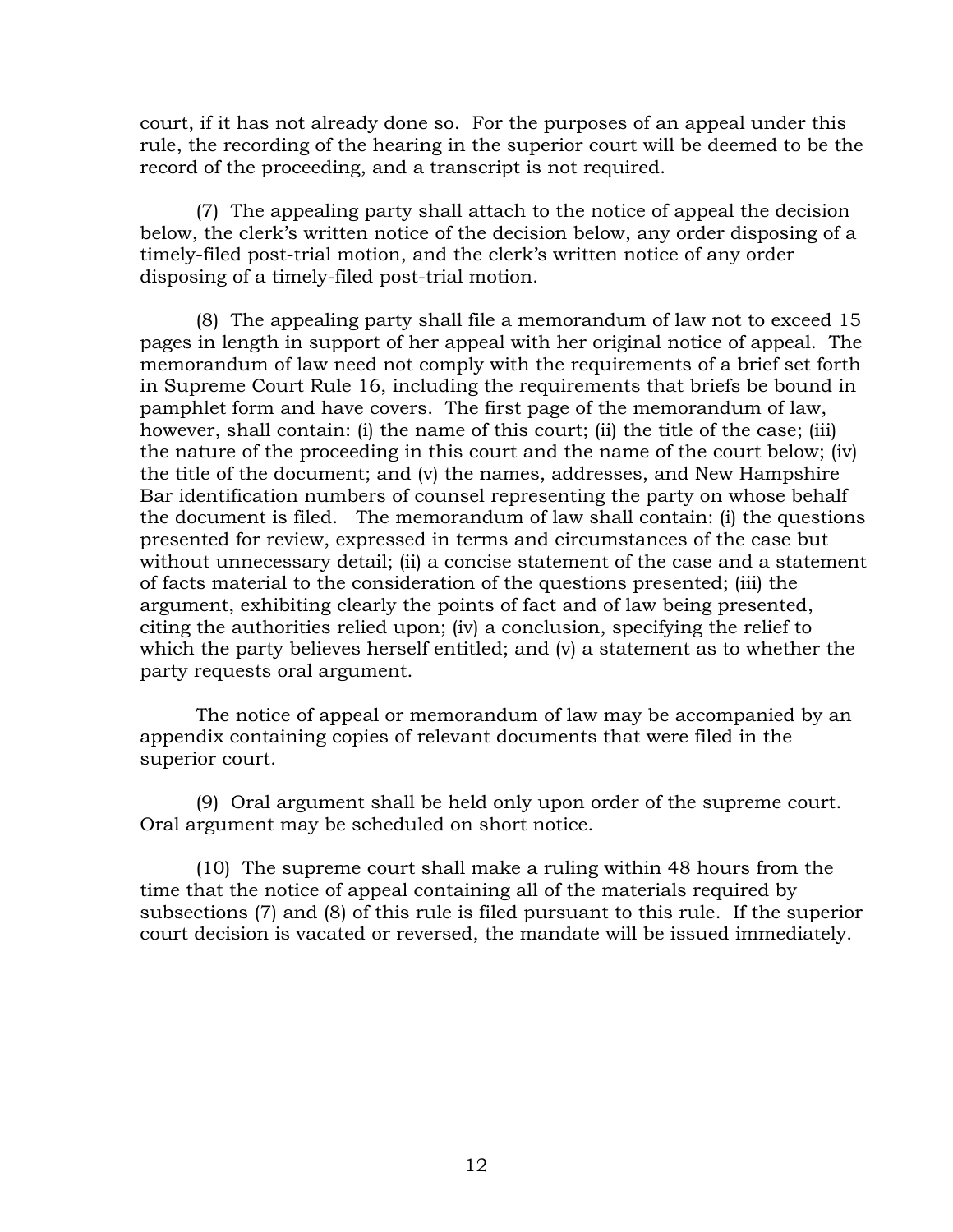court, if it has not already done so. For the purposes of an appeal under this rule, the recording of the hearing in the superior court will be deemed to be the record of the proceeding, and a transcript is not required.

(7) The appealing party shall attach to the notice of appeal the decision below, the clerk's written notice of the decision below, any order disposing of a timely-filed post-trial motion, and the clerk's written notice of any order disposing of a timely-filed post-trial motion.

(8) The appealing party shall file a memorandum of law not to exceed 15 pages in length in support of her appeal with her original notice of appeal. The memorandum of law need not comply with the requirements of a brief set forth in Supreme Court Rule 16, including the requirements that briefs be bound in pamphlet form and have covers. The first page of the memorandum of law, however, shall contain: (i) the name of this court; (ii) the title of the case; (iii) the nature of the proceeding in this court and the name of the court below; (iv) the title of the document; and (v) the names, addresses, and New Hampshire Bar identification numbers of counsel representing the party on whose behalf the document is filed. The memorandum of law shall contain: (i) the questions presented for review, expressed in terms and circumstances of the case but without unnecessary detail; (ii) a concise statement of the case and a statement of facts material to the consideration of the questions presented; (iii) the argument, exhibiting clearly the points of fact and of law being presented, citing the authorities relied upon; (iv) a conclusion, specifying the relief to which the party believes herself entitled; and (v) a statement as to whether the party requests oral argument.

The notice of appeal or memorandum of law may be accompanied by an appendix containing copies of relevant documents that were filed in the superior court.

(9) Oral argument shall be held only upon order of the supreme court. Oral argument may be scheduled on short notice.

(10) The supreme court shall make a ruling within 48 hours from the time that the notice of appeal containing all of the materials required by subsections (7) and (8) of this rule is filed pursuant to this rule. If the superior court decision is vacated or reversed, the mandate will be issued immediately.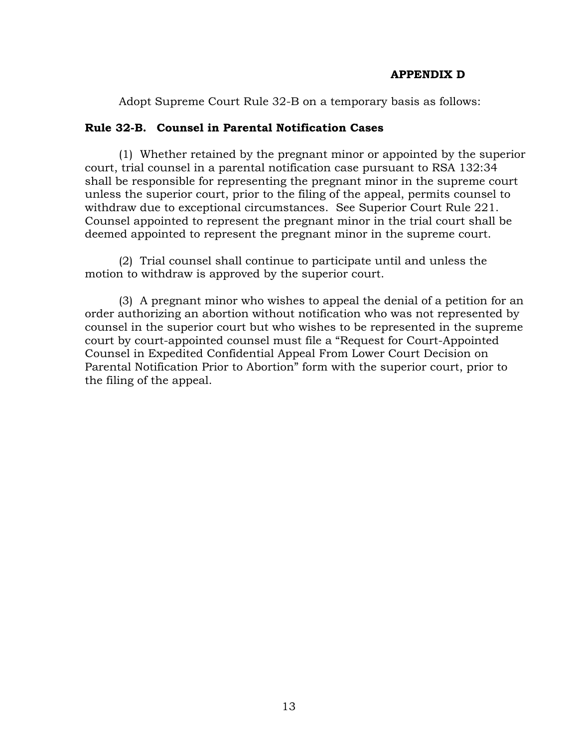**APPENDIX D**

Adopt Supreme Court Rule 32-B on a temporary basis as follows:

**Rule 32-B. Counsel in Parental Notification Cases**

(1) Whether retained by the pregnant minor or appointed by the superior court, trial counsel in a parental notification case pursuant to RSA 132:34 shall be responsible for representing the pregnant minor in the supreme court unless the superior court, prior to the filing of the appeal, permits counsel to withdraw due to exceptional circumstances. See Superior Court Rule 221. Counsel appointed to represent the pregnant minor in the trial court shall be deemed appointed to represent the pregnant minor in the supreme court.

(2) Trial counsel shall continue to participate until and unless the motion to withdraw is approved by the superior court.

(3) A pregnant minor who wishes to appeal the denial of a petition for an order authorizing an abortion without notification who was not represented by counsel in the superior court but who wishes to be represented in the supreme court by court-appointed counsel must file a "Request for Court-Appointed Counsel in Expedited Confidential Appeal From Lower Court Decision on Parental Notification Prior to Abortion" form with the superior court, prior to the filing of the appeal.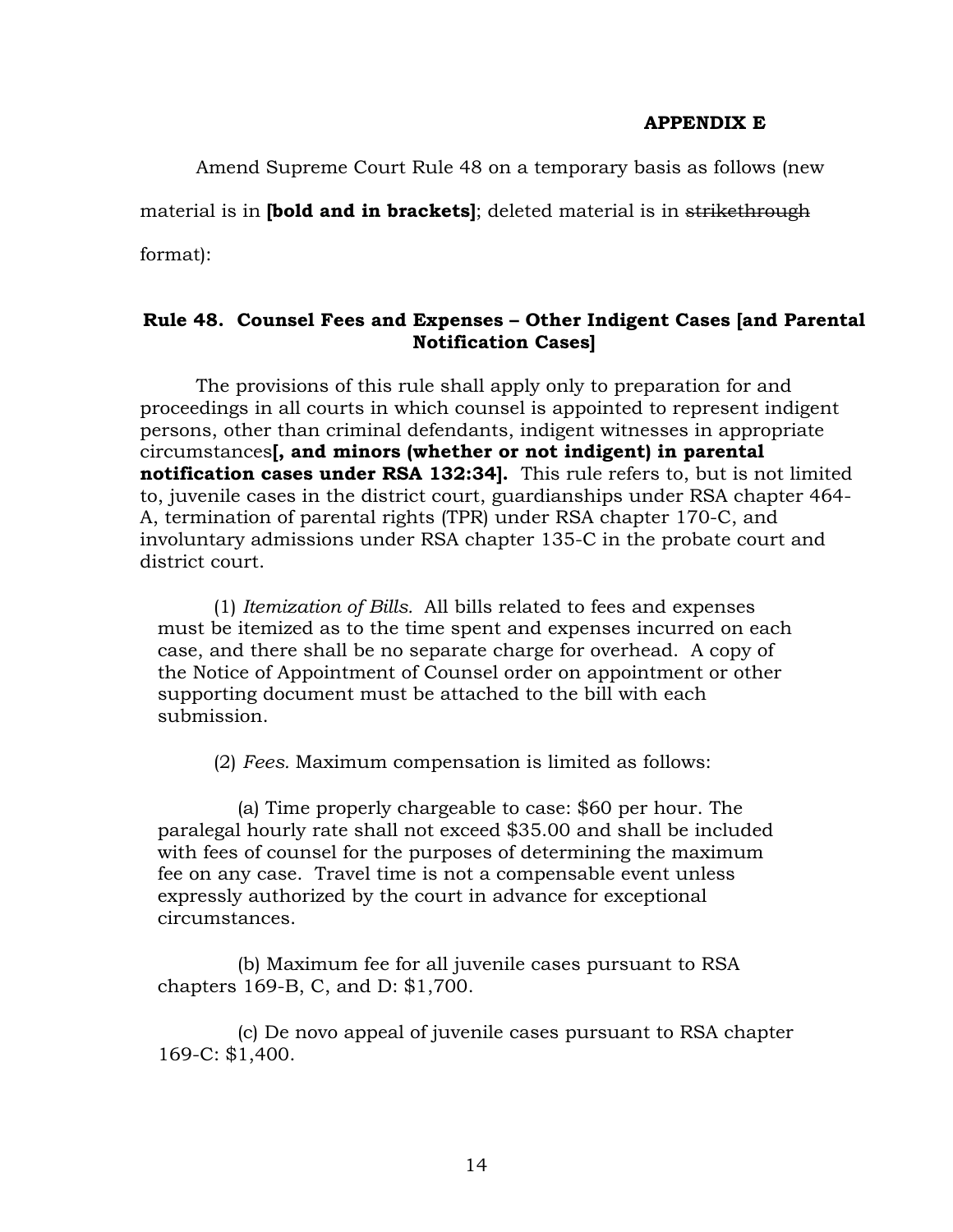**APPENDIX E**

Amend Supreme Court Rule 48 on a temporary basis as follows (new material is in **[bold and in brackets]**; deleted material is in ~~strikethrough~~ format):

### Rule 48. Counsel Fees and Expenses – Other Indigent Cases [and Parental Notification Cases]

The provisions of this rule shall apply only to preparation for and proceedings in all courts in which counsel is appointed to represent indigent persons, other than criminal defendants, indigent witnesses in appropriate circumstances**[, and minors (whether or not indigent) in parental notification cases under RSA 132:34].** This rule refers to, but is not limited to, juvenile cases in the district court, guardianships under RSA chapter 464-A, termination of parental rights (TPR) under RSA chapter 170-C, and involuntary admissions under RSA chapter 135-C in the probate court and district court.

(1) *Itemization of Bills.* All bills related to fees and expenses must be itemized as to the time spent and expenses incurred on each case, and there shall be no separate charge for overhead. A copy of the Notice of Appointment of Counsel order on appointment or other supporting document must be attached to the bill with each submission.

(2) *Fees.* Maximum compensation is limited as follows:

(a) Time properly chargeable to case: $60 per hour. The paralegal hourly rate shall not exceed $35.00 and shall be included with fees of counsel for the purposes of determining the maximum fee on any case. Travel time is not a compensable event unless expressly authorized by the court in advance for exceptional circumstances.

(b) Maximum fee for all juvenile cases pursuant to RSA chapters 169-B, C, and D: $1,700.

(c) De novo appeal of juvenile cases pursuant to RSA chapter 169-C: $1,400.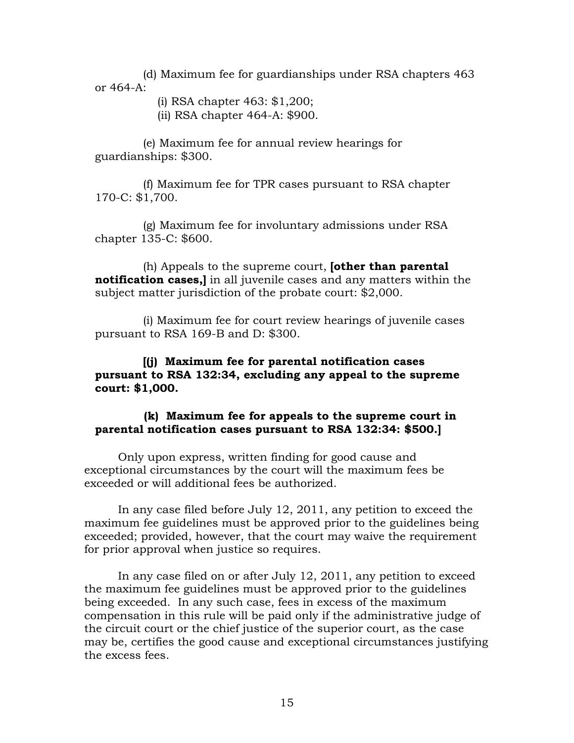(d) Maximum fee for guardianships under RSA chapters 463 or 464-A:

(i) RSA chapter 463: $1,200;

(ii) RSA chapter 464-A: $900.

(e) Maximum fee for annual review hearings for guardianships: $300.

(f) Maximum fee for TPR cases pursuant to RSA chapter 170-C: $1,700.

(g) Maximum fee for involuntary admissions under RSA chapter 135-C: $600.

(h) Appeals to the supreme court, **[other than parental notification cases,]** in all juvenile cases and any matters within the subject matter jurisdiction of the probate court: $2,000.

(i) Maximum fee for court review hearings of juvenile cases pursuant to RSA 169-B and D: $300.

**[(j) Maximum fee for parental notification cases pursuant to RSA 132:34, excluding any appeal to the supreme court: $1,000.**

**(k) Maximum fee for appeals to the supreme court in parental notification cases pursuant to RSA 132:34: $500.]**

Only upon express, written finding for good cause and exceptional circumstances by the court will the maximum fees be exceeded or will additional fees be authorized.

In any case filed before July 12, 2011, any petition to exceed the maximum fee guidelines must be approved prior to the guidelines being exceeded; provided, however, that the court may waive the requirement for prior approval when justice so requires.

In any case filed on or after July 12, 2011, any petition to exceed the maximum fee guidelines must be approved prior to the guidelines being exceeded. In any such case, fees in excess of the maximum compensation in this rule will be paid only if the administrative judge of the circuit court or the chief justice of the superior court, as the case may be, certifies the good cause and exceptional circumstances justifying the excess fees.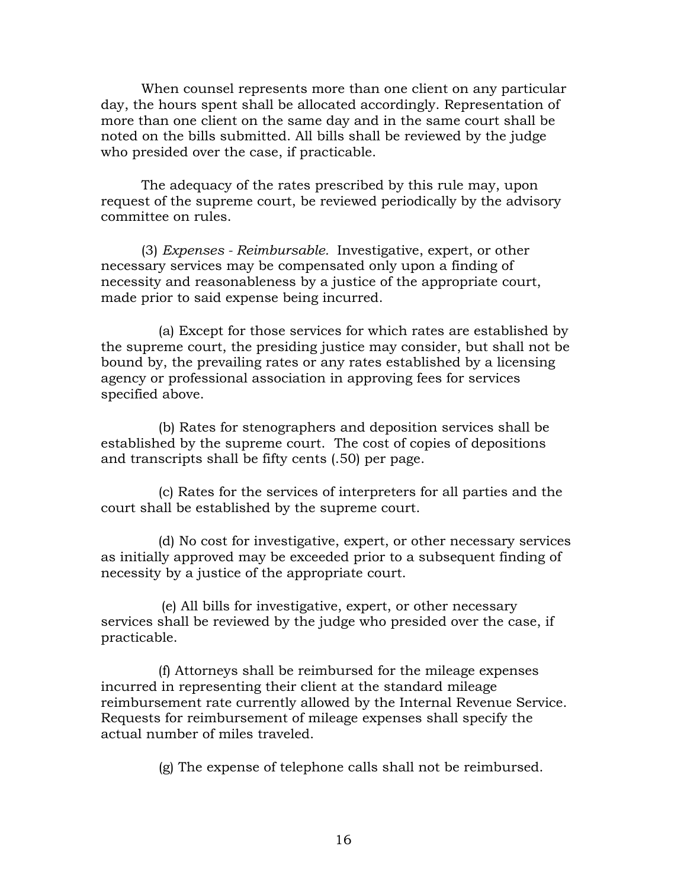When counsel represents more than one client on any particular day, the hours spent shall be allocated accordingly. Representation of more than one client on the same day and in the same court shall be noted on the bills submitted. All bills shall be reviewed by the judge who presided over the case, if practicable.

The adequacy of the rates prescribed by this rule may, upon request of the supreme court, be reviewed periodically by the advisory committee on rules.

(3) *Expenses - Reimbursable.* Investigative, expert, or other necessary services may be compensated only upon a finding of necessity and reasonableness by a justice of the appropriate court, made prior to said expense being incurred.

(a) Except for those services for which rates are established by the supreme court, the presiding justice may consider, but shall not be bound by, the prevailing rates or any rates established by a licensing agency or professional association in approving fees for services specified above.

(b) Rates for stenographers and deposition services shall be established by the supreme court. The cost of copies of depositions and transcripts shall be fifty cents (.50) per page.

(c) Rates for the services of interpreters for all parties and the court shall be established by the supreme court.

(d) No cost for investigative, expert, or other necessary services as initially approved may be exceeded prior to a subsequent finding of necessity by a justice of the appropriate court.

(e) All bills for investigative, expert, or other necessary services shall be reviewed by the judge who presided over the case, if practicable.

(f) Attorneys shall be reimbursed for the mileage expenses incurred in representing their client at the standard mileage reimbursement rate currently allowed by the Internal Revenue Service. Requests for reimbursement of mileage expenses shall specify the actual number of miles traveled.

(g) The expense of telephone calls shall not be reimbursed.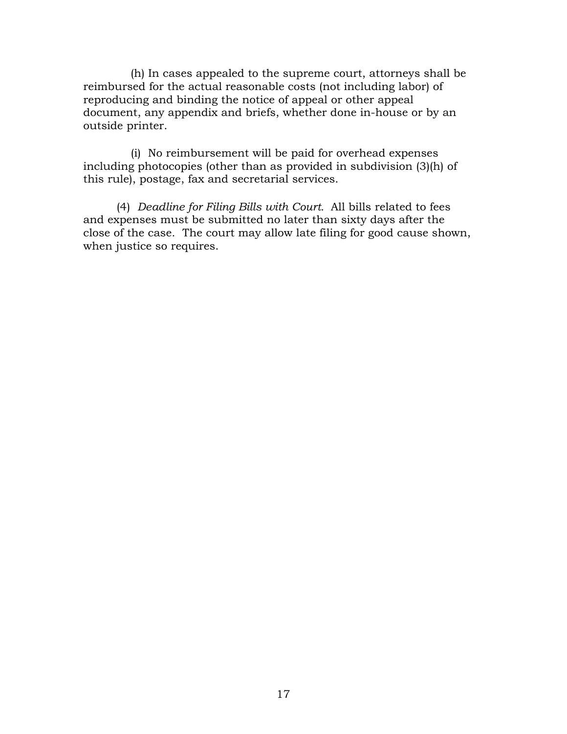(h) In cases appealed to the supreme court, attorneys shall be reimbursed for the actual reasonable costs (not including labor) of reproducing and binding the notice of appeal or other appeal document, any appendix and briefs, whether done in-house or by an outside printer.

(i) No reimbursement will be paid for overhead expenses including photocopies (other than as provided in subdivision (3)(h) of this rule), postage, fax and secretarial services.

(4) *Deadline for Filing Bills with Court.* All bills related to fees and expenses must be submitted no later than sixty days after the close of the case. The court may allow late filing for good cause shown, when justice so requires.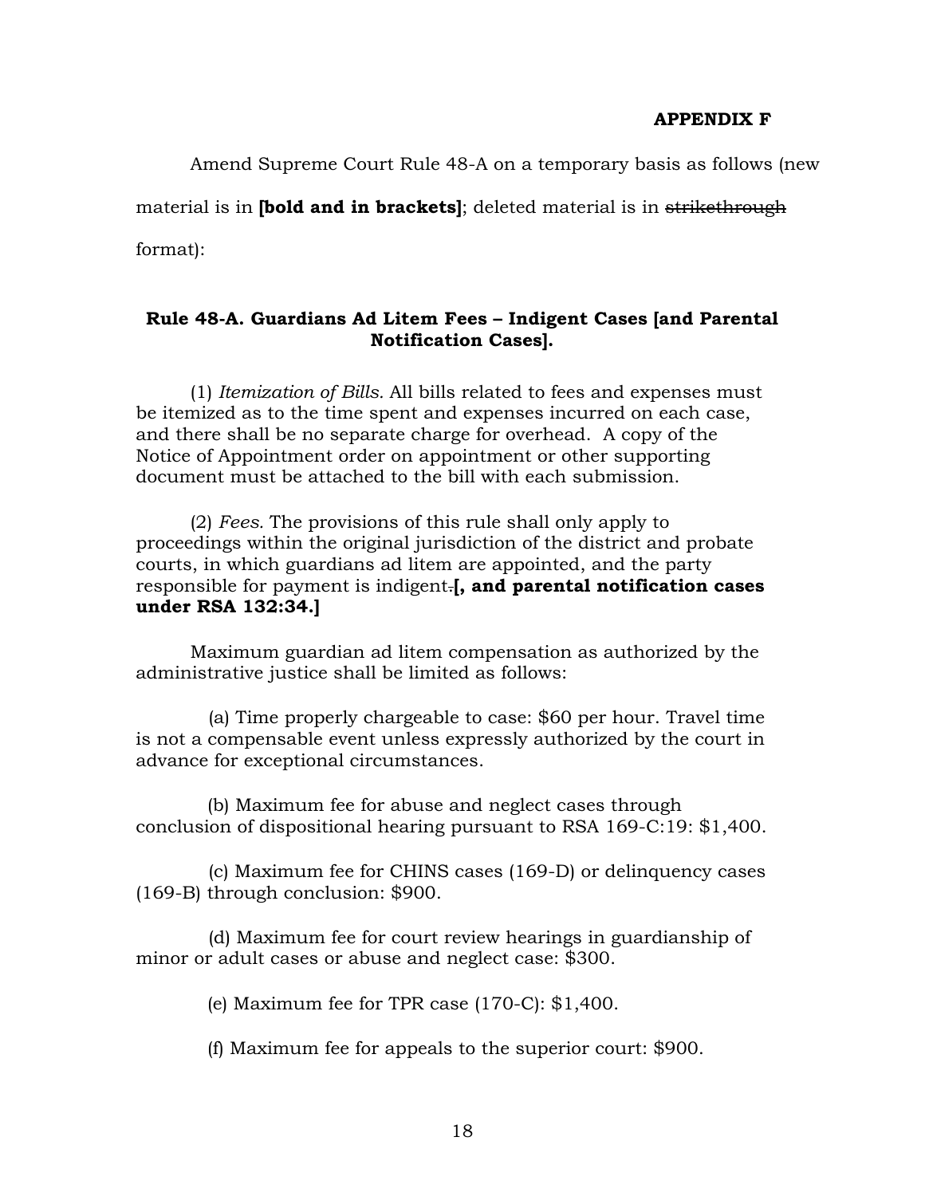**APPENDIX F**

Amend Supreme Court Rule 48-A on a temporary basis as follows (new material is in **[bold and in brackets]**; deleted material is in ~~strikethrough~~ format):

### Rule 48-A. Guardians Ad Litem Fees – Indigent Cases [and Parental Notification Cases].

(1) *Itemization of Bills.* All bills related to fees and expenses must be itemized as to the time spent and expenses incurred on each case, and there shall be no separate charge for overhead. A copy of the Notice of Appointment order on appointment or other supporting document must be attached to the bill with each submission.

(2) *Fees.* The provisions of this rule shall only apply to proceedings within the original jurisdiction of the district and probate courts, in which guardians ad litem are appointed, and the party responsible for payment is indigent~~.~~**[, and parental notification cases under RSA 132:34.]**

Maximum guardian ad litem compensation as authorized by the administrative justice shall be limited as follows:

(a) Time properly chargeable to case: $60 per hour. Travel time is not a compensable event unless expressly authorized by the court in advance for exceptional circumstances.

(b) Maximum fee for abuse and neglect cases through conclusion of dispositional hearing pursuant to RSA 169-C:19: $1,400.

(c) Maximum fee for CHINS cases (169-D) or delinquency cases (169-B) through conclusion: $900.

(d) Maximum fee for court review hearings in guardianship of minor or adult cases or abuse and neglect case: $300.

(e) Maximum fee for TPR case (170-C): $1,400.

(f) Maximum fee for appeals to the superior court: $900.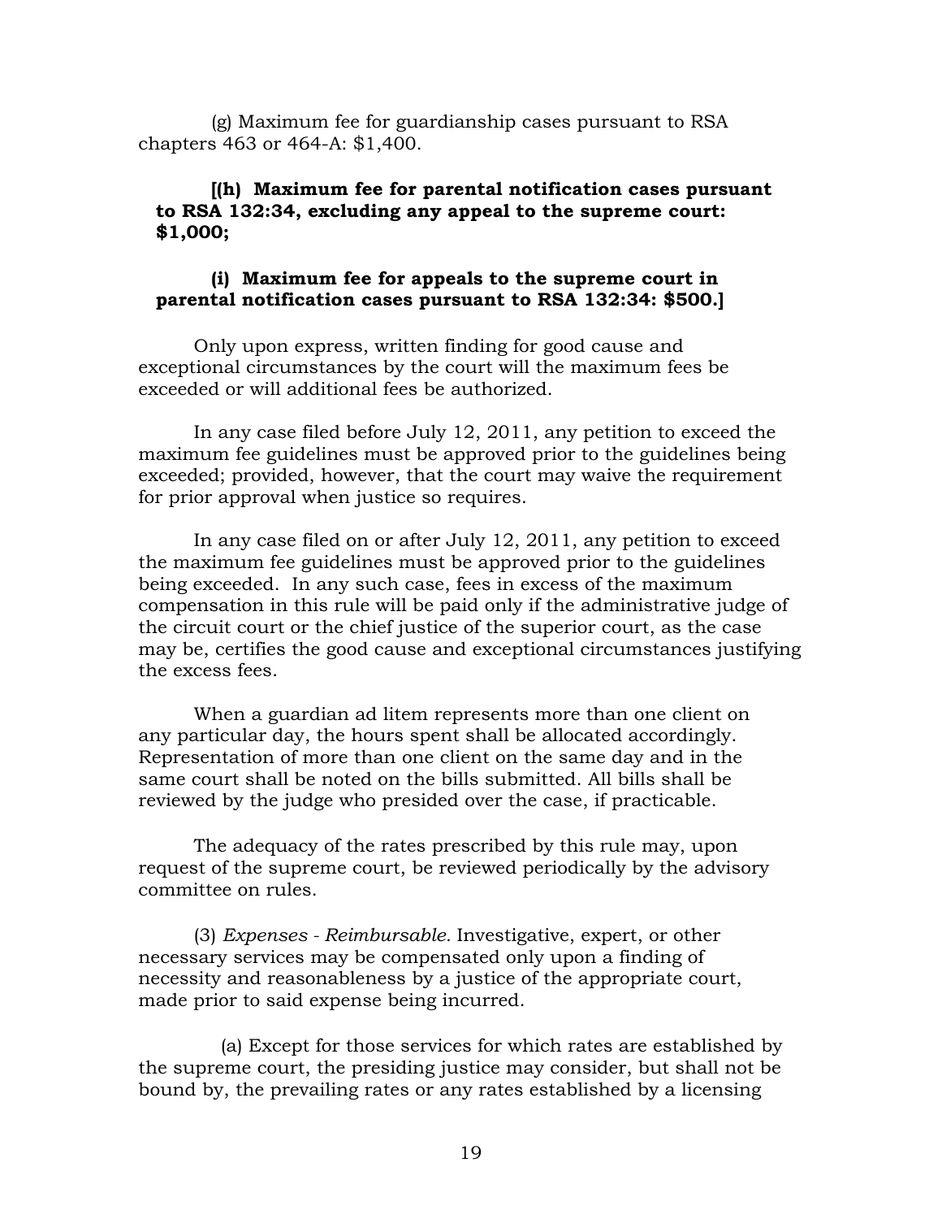(g) Maximum fee for guardianship cases pursuant to RSA chapters 463 or 464-A: $1,400.

**[(h) Maximum fee for parental notification cases pursuant to RSA 132:34, excluding any appeal to the supreme court: $1,000;**

**(i) Maximum fee for appeals to the supreme court in parental notification cases pursuant to RSA 132:34: $500.]**

Only upon express, written finding for good cause and exceptional circumstances by the court will the maximum fees be exceeded or will additional fees be authorized.

In any case filed before July 12, 2011, any petition to exceed the maximum fee guidelines must be approved prior to the guidelines being exceeded; provided, however, that the court may waive the requirement for prior approval when justice so requires.

In any case filed on or after July 12, 2011, any petition to exceed the maximum fee guidelines must be approved prior to the guidelines being exceeded. In any such case, fees in excess of the maximum compensation in this rule will be paid only if the administrative judge of the circuit court or the chief justice of the superior court, as the case may be, certifies the good cause and exceptional circumstances justifying the excess fees.

When a guardian ad litem represents more than one client on any particular day, the hours spent shall be allocated accordingly. Representation of more than one client on the same day and in the same court shall be noted on the bills submitted. All bills shall be reviewed by the judge who presided over the case, if practicable.

The adequacy of the rates prescribed by this rule may, upon request of the supreme court, be reviewed periodically by the advisory committee on rules.

(3) *Expenses - Reimbursable.* Investigative, expert, or other necessary services may be compensated only upon a finding of necessity and reasonableness by a justice of the appropriate court, made prior to said expense being incurred.

(a) Except for those services for which rates are established by the supreme court, the presiding justice may consider, but shall not be bound by, the prevailing rates or any rates established by a licensing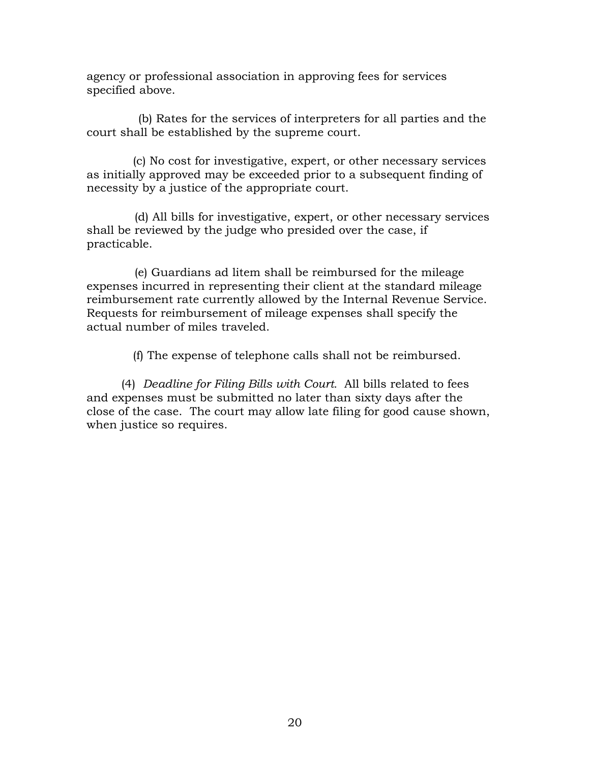agency or professional association in approving fees for services specified above.

(b) Rates for the services of interpreters for all parties and the court shall be established by the supreme court.

(c) No cost for investigative, expert, or other necessary services as initially approved may be exceeded prior to a subsequent finding of necessity by a justice of the appropriate court.

(d) All bills for investigative, expert, or other necessary services shall be reviewed by the judge who presided over the case, if practicable.

(e) Guardians ad litem shall be reimbursed for the mileage expenses incurred in representing their client at the standard mileage reimbursement rate currently allowed by the Internal Revenue Service. Requests for reimbursement of mileage expenses shall specify the actual number of miles traveled.

(f) The expense of telephone calls shall not be reimbursed.

(4) *Deadline for Filing Bills with Court.* All bills related to fees and expenses must be submitted no later than sixty days after the close of the case. The court may allow late filing for good cause shown, when justice so requires.